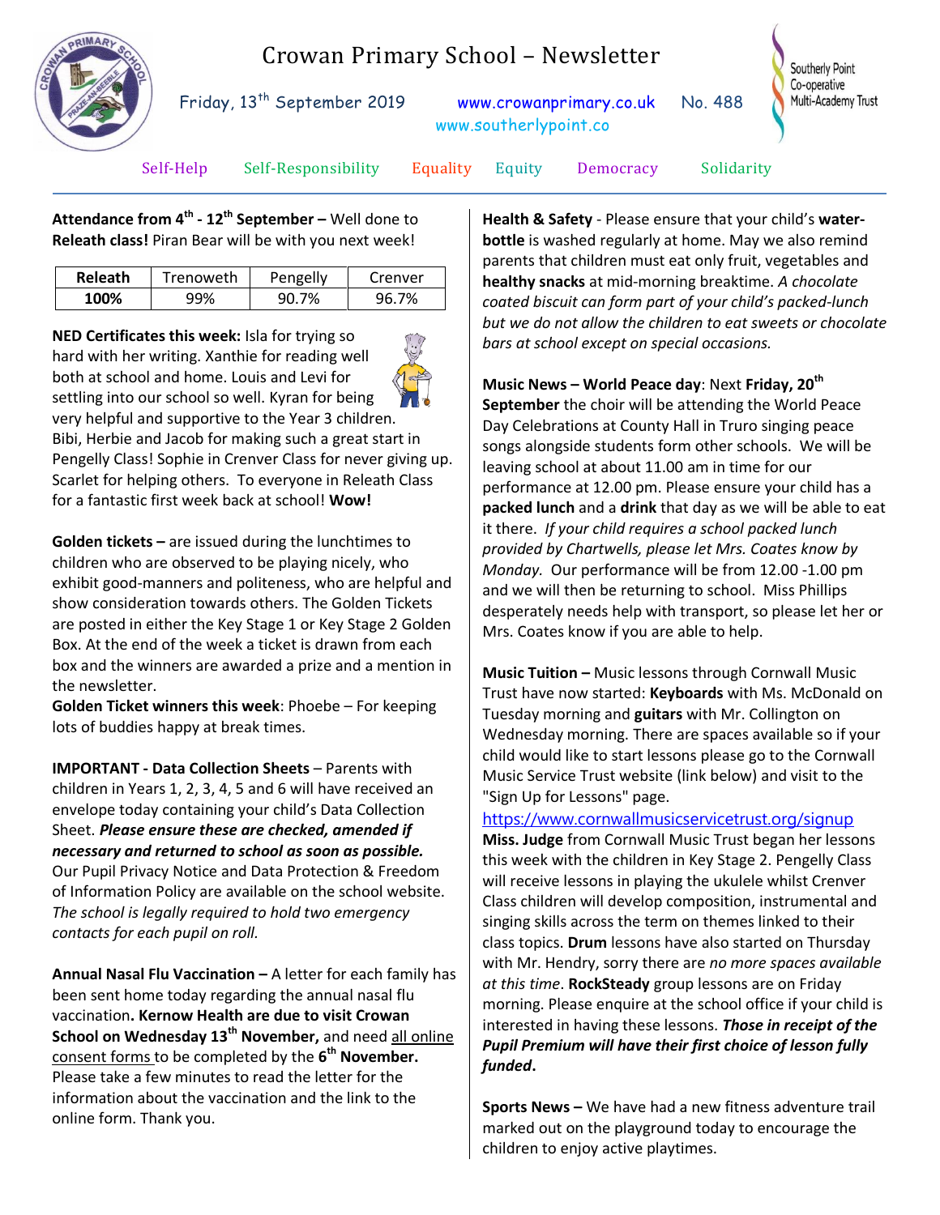# Crowan Primary School – Newsletter

Friday, 13th September 2019 www.crowanprimary.co.uk No. 488
www.southerlypoint.co

Southerly Point Co-operative Multi-Academy Trust

Self-Help Self-Responsibility Equality Equity Democracy Solidarity

**Attendance from 4th - 12th September –** Well done to **Releath class!** Piran Bear will be with you next week!

| Releath | Trenoweth | Pengelly | Crenver |
|---|---|---|---|
| **100%** | 99% | 90.7% | 96.7% |

**NED Certificates this week:** Isla for trying so hard with her writing. Xanthie for reading well both at school and home. Louis and Levi for settling into our school so well. Kyran for being very helpful and supportive to the Year 3 children. Bibi, Herbie and Jacob for making such a great start in Pengelly Class! Sophie in Crenver Class for never giving up. Scarlet for helping others. To everyone in Releath Class for a fantastic first week back at school! **Wow!**

**Golden tickets –** are issued during the lunchtimes to children who are observed to be playing nicely, who exhibit good-manners and politeness, who are helpful and show consideration towards others. The Golden Tickets are posted in either the Key Stage 1 or Key Stage 2 Golden Box. At the end of the week a ticket is drawn from each box and the winners are awarded a prize and a mention in the newsletter.

**Golden Ticket winners this week**: Phoebe – For keeping lots of buddies happy at break times.

**IMPORTANT - Data Collection Sheets** – Parents with children in Years 1, 2, 3, 4, 5 and 6 will have received an envelope today containing your child's Data Collection Sheet. ***Please ensure these are checked, amended if necessary and returned to school as soon as possible.*** Our Pupil Privacy Notice and Data Protection & Freedom of Information Policy are available on the school website. *The school is legally required to hold two emergency contacts for each pupil on roll.*

**Annual Nasal Flu Vaccination –** A letter for each family has been sent home today regarding the annual nasal flu vaccination**. Kernow Health are due to visit Crowan School on Wednesday 13th November,** and need all online consent forms to be completed by the **6th November.** Please take a few minutes to read the letter for the information about the vaccination and the link to the online form. Thank you.

**Health & Safety** - Please ensure that your child's **water-bottle** is washed regularly at home. May we also remind parents that children must eat only fruit, vegetables and **healthy snacks** at mid-morning breaktime. *A chocolate coated biscuit can form part of your child's packed-lunch but we do not allow the children to eat sweets or chocolate bars at school except on special occasions.*

**Music News – World Peace day**: Next **Friday, 20th September** the choir will be attending the World Peace Day Celebrations at County Hall in Truro singing peace songs alongside students form other schools. We will be leaving school at about 11.00 am in time for our performance at 12.00 pm. Please ensure your child has a **packed lunch** and a **drink** that day as we will be able to eat it there. *If your child requires a school packed lunch provided by Chartwells, please let Mrs. Coates know by Monday.* Our performance will be from 12.00 -1.00 pm and we will then be returning to school. Miss Phillips desperately needs help with transport, so please let her or Mrs. Coates know if you are able to help.

**Music Tuition –** Music lessons through Cornwall Music Trust have now started: **Keyboards** with Ms. McDonald on Tuesday morning and **guitars** with Mr. Collington on Wednesday morning. There are spaces available so if your child would like to start lessons please go to the Cornwall Music Service Trust website (link below) and visit to the "Sign Up for Lessons" page.

https://www.cornwallmusicservicetrust.org/signup

**Miss. Judge** from Cornwall Music Trust began her lessons this week with the children in Key Stage 2. Pengelly Class will receive lessons in playing the ukulele whilst Crenver Class children will develop composition, instrumental and singing skills across the term on themes linked to their class topics. **Drum** lessons have also started on Thursday with Mr. Hendry, sorry there are *no more spaces available at this time*. **RockSteady** group lessons are on Friday morning. Please enquire at the school office if your child is interested in having these lessons. ***Those in receipt of the Pupil Premium will have their first choice of lesson fully funded***.

**Sports News –** We have had a new fitness adventure trail marked out on the playground today to encourage the children to enjoy active playtimes.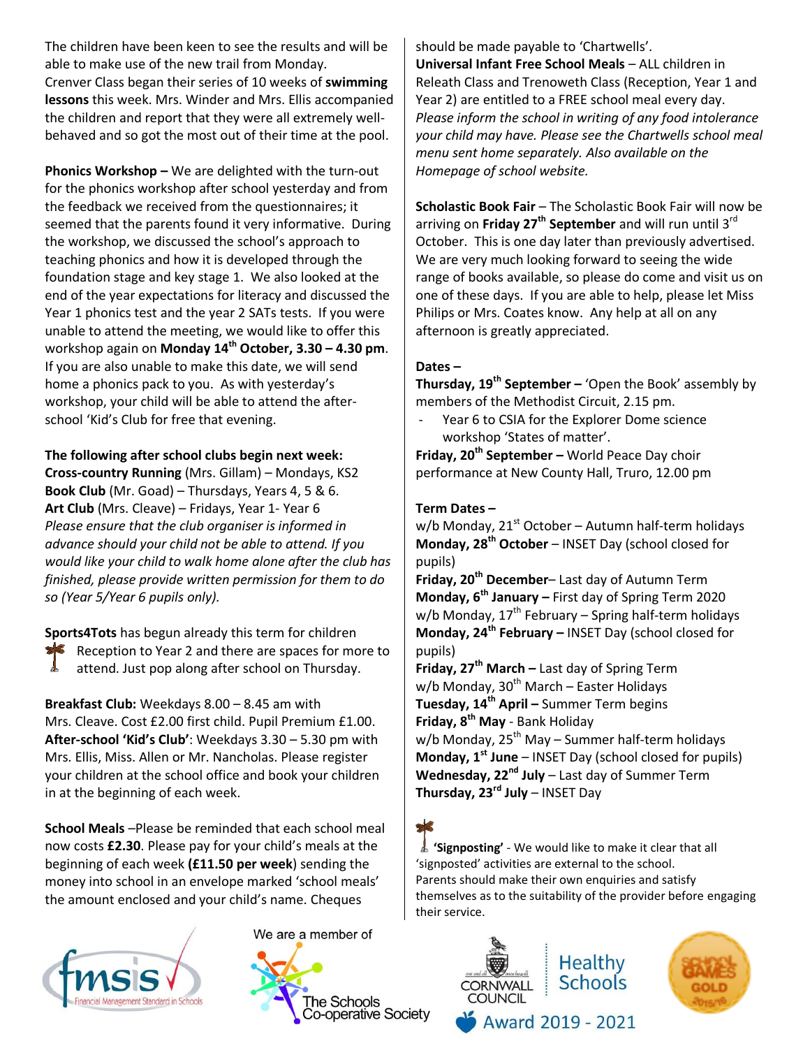The children have been keen to see the results and will be able to make use of the new trail from Monday.

Crenver Class began their series of 10 weeks of **swimming lessons** this week. Mrs. Winder and Mrs. Ellis accompanied the children and report that they were all extremely well-behaved and so got the most out of their time at the pool.

**Phonics Workshop –** We are delighted with the turn-out for the phonics workshop after school yesterday and from the feedback we received from the questionnaires; it seemed that the parents found it very informative. During the workshop, we discussed the school's approach to teaching phonics and how it is developed through the foundation stage and key stage 1. We also looked at the end of the year expectations for literacy and discussed the Year 1 phonics test and the year 2 SATs tests. If you were unable to attend the meeting, we would like to offer this workshop again on **Monday 14th October, 3.30 – 4.30 pm**. If you are also unable to make this date, we will send home a phonics pack to you. As with yesterday's workshop, your child will be able to attend the after-school 'Kid's Club for free that evening.

**The following after school clubs begin next week:**
**Cross-country Running** (Mrs. Gillam) – Mondays, KS2
**Book Club** (Mr. Goad) – Thursdays, Years 4, 5 & 6.
**Art Club** (Mrs. Cleave) – Fridays, Year 1- Year 6
*Please ensure that the club organiser is informed in advance should your child not be able to attend. If you would like your child to walk home alone after the club has finished, please provide written permission for them to do so (Year 5/Year 6 pupils only).*

**Sports4Tots** has begun already this term for children Reception to Year 2 and there are spaces for more to attend. Just pop along after school on Thursday.

**Breakfast Club:** Weekdays 8.00 – 8.45 am with Mrs. Cleave. Cost £2.00 first child. Pupil Premium £1.00.
**After-school 'Kid's Club'**: Weekdays 3.30 – 5.30 pm with Mrs. Ellis, Miss. Allen or Mr. Nancholas. Please register your children at the school office and book your children in at the beginning of each week.

**School Meals** –Please be reminded that each school meal now costs **£2.30**. Please pay for your child's meals at the beginning of each week **(£11.50 per week**) sending the money into school in an envelope marked 'school meals' the amount enclosed and your child's name. Cheques should be made payable to 'Chartwells'.
**Universal Infant Free School Meals** – ALL children in Releath Class and Trenoweth Class (Reception, Year 1 and Year 2) are entitled to a FREE school meal every day. *Please inform the school in writing of any food intolerance your child may have. Please see the Chartwells school meal menu sent home separately. Also available on the Homepage of school website.*

**Scholastic Book Fair** – The Scholastic Book Fair will now be arriving on **Friday 27th September** and will run until 3rd October. This is one day later than previously advertised. We are very much looking forward to seeing the wide range of books available, so please do come and visit us on one of these days. If you are able to help, please let Miss Philips or Mrs. Coates know. Any help at all on any afternoon is greatly appreciated.

**Dates –**
**Thursday, 19th September –** 'Open the Book' assembly by members of the Methodist Circuit, 2.15 pm.
- Year 6 to CSIA for the Explorer Dome science workshop 'States of matter'.

**Friday, 20th September –** World Peace Day choir performance at New County Hall, Truro, 12.00 pm

**Term Dates –**
w/b Monday, 21st October – Autumn half-term holidays
**Monday, 28th October** – INSET Day (school closed for pupils)
**Friday, 20th December**– Last day of Autumn Term
**Monday, 6th January –** First day of Spring Term 2020
w/b Monday, 17th February – Spring half-term holidays
**Monday, 24th February –** INSET Day (school closed for pupils)
**Friday, 27th March –** Last day of Spring Term
w/b Monday, 30th March – Easter Holidays
**Tuesday, 14th April –** Summer Term begins
**Friday, 8th May** - Bank Holiday
w/b Monday, 25th May – Summer half-term holidays
**Monday, 1st June** – INSET Day (school closed for pupils)
**Wednesday, 22nd July** – Last day of Summer Term
**Thursday, 23rd July** – INSET Day

**'Signposting'** - We would like to make it clear that all 'signposted' activities are external to the school. Parents should make their own enquiries and satisfy themselves as to the suitability of the provider before engaging their service.

fmsis Financial Management Standard in Schools

We are a member of The Schools Co-operative Society

CORNWALL COUNCIL Healthy Schools Award 2019 - 2021

SCHOOL GAMES GOLD 2015/16